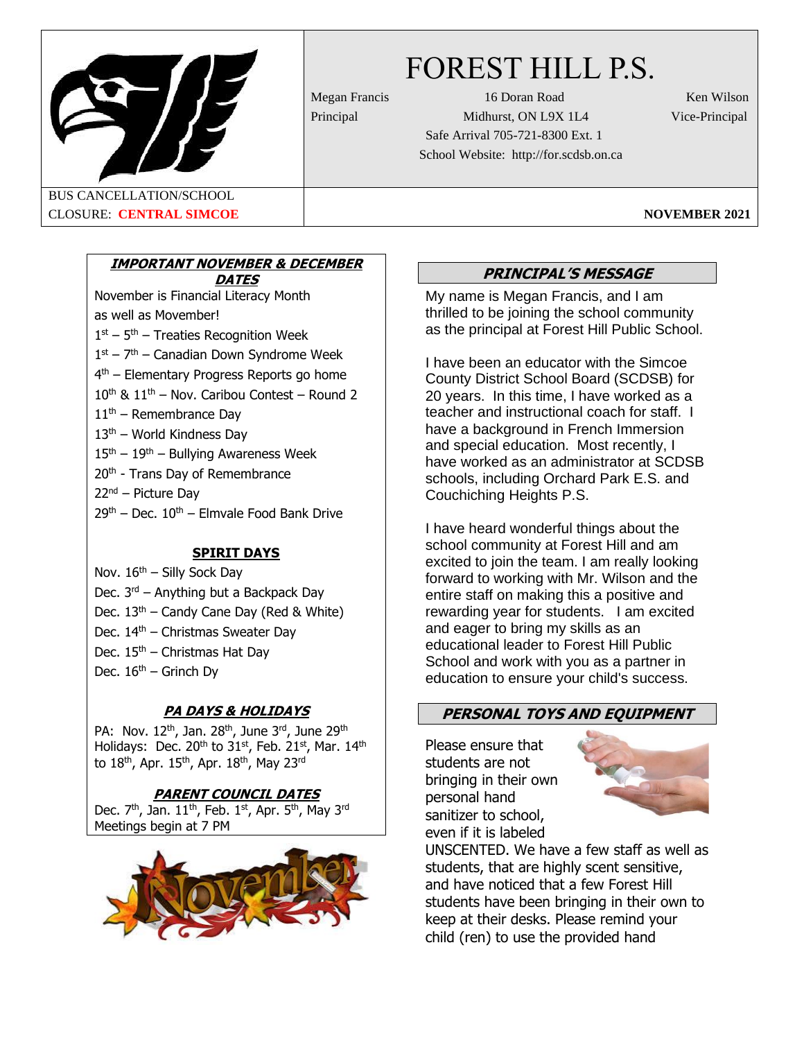# FOREST HILL P.S.

Megan Francis, Principal

16 Doran Road
Midhurst, ON L9X 1L4
Safe Arrival 705-721-8300 Ext. 1
School Website: http://for.scdsb.on.ca

Ken Wilson, Vice-Principal

BUS CANCELLATION/SCHOOL CLOSURE: **CENTRAL SIMCOE**

**NOVEMBER 2021**

### IMPORTANT NOVEMBER & DECEMBER DATES

November is Financial Literacy Month as well as Movember!

1st – 5th – Treaties Recognition Week
1st – 7th – Canadian Down Syndrome Week
4th – Elementary Progress Reports go home
10th & 11th – Nov. Caribou Contest – Round 2
11th – Remembrance Day
13th – World Kindness Day
15th – 19th – Bullying Awareness Week
20th - Trans Day of Remembrance
22nd – Picture Day
29th – Dec. 10th – Elmvale Food Bank Drive

### SPIRIT DAYS

Nov. 16th – Silly Sock Day
Dec. 3rd – Anything but a Backpack Day
Dec. 13th – Candy Cane Day (Red & White)
Dec. 14th – Christmas Sweater Day
Dec. 15th – Christmas Hat Day
Dec. 16th – Grinch Dy

### PA DAYS & HOLIDAYS

PA: Nov. 12th, Jan. 28th, June 3rd, June 29th
Holidays: Dec. 20th to 31st, Feb. 21st, Mar. 14th to 18th, Apr. 15th, Apr. 18th, May 23rd

### PARENT COUNCIL DATES

Dec. 7th, Jan. 11th, Feb. 1st, Apr. 5th, May 3rd
Meetings begin at 7 PM

### PRINCIPAL'S MESSAGE

My name is Megan Francis, and I am thrilled to be joining the school community as the principal at Forest Hill Public School.

I have been an educator with the Simcoe County District School Board (SCDSB) for 20 years. In this time, I have worked as a teacher and instructional coach for staff. I have a background in French Immersion and special education. Most recently, I have worked as an administrator at SCDSB schools, including Orchard Park E.S. and Couchiching Heights P.S.

I have heard wonderful things about the school community at Forest Hill and am excited to join the team. I am really looking forward to working with Mr. Wilson and the entire staff on making this a positive and rewarding year for students. I am excited and eager to bring my skills as an educational leader to Forest Hill Public School and work with you as a partner in education to ensure your child's success.

### PERSONAL TOYS AND EQUIPMENT

Please ensure that students are not bringing in their own personal hand sanitizer to school, even if it is labeled UNSCENTED. We have a few staff as well as students, that are highly scent sensitive, and have noticed that a few Forest Hill students have been bringing in their own to keep at their desks. Please remind your child (ren) to use the provided hand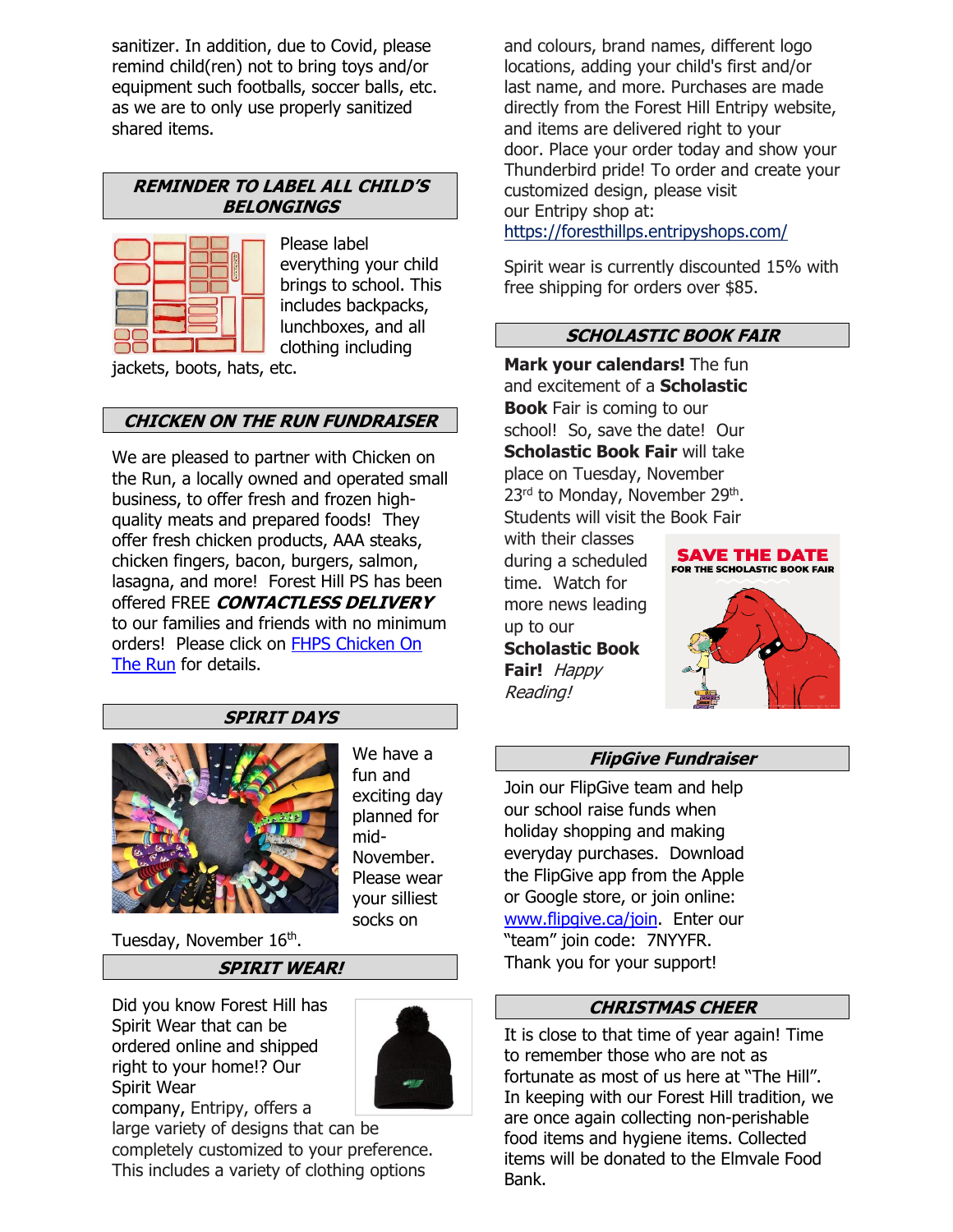sanitizer. In addition, due to Covid, please remind child(ren) not to bring toys and/or equipment such footballs, soccer balls, etc. as we are to only use properly sanitized shared items.

## *REMINDER TO LABEL ALL CHILD'S BELONGINGS*

Please label everything your child brings to school. This includes backpacks, lunchboxes, and all clothing including jackets, boots, hats, etc.

## *CHICKEN ON THE RUN FUNDRAISER*

We are pleased to partner with Chicken on the Run, a locally owned and operated small business, to offer fresh and frozen high-quality meats and prepared foods! They offer fresh chicken products, AAA steaks, chicken fingers, bacon, burgers, salmon, lasagna, and more! Forest Hill PS has been offered FREE ***CONTACTLESS DELIVERY*** to our families and friends with no minimum orders! Please click on FHPS Chicken On The Run for details.

## *SPIRIT DAYS*

We have a fun and exciting day planned for mid-November. Please wear your silliest socks on Tuesday, November 16th.

## *SPIRIT WEAR!*

Did you know Forest Hill has Spirit Wear that can be ordered online and shipped right to your home!? Our Spirit Wear company, Entripy, offers a large variety of designs that can be completely customized to your preference. This includes a variety of clothing options and colours, brand names, different logo locations, adding your child's first and/or last name, and more. Purchases are made directly from the Forest Hill Entripy website, and items are delivered right to your door. Place your order today and show your Thunderbird pride! To order and create your customized design, please visit our Entripy shop at: https://foresthillps.entripyshops.com/

Spirit wear is currently discounted 15% with free shipping for orders over $85.

## *SCHOLASTIC BOOK FAIR*

**Mark your calendars!** The fun and excitement of a **Scholastic Book** Fair is coming to our school! So, save the date! Our **Scholastic Book Fair** will take place on Tuesday, November 23rd to Monday, November 29th. Students will visit the Book Fair with their classes during a scheduled time. Watch for more news leading up to our **Scholastic Book Fair!** *Happy Reading!*

## *FlipGive Fundraiser*

Join our FlipGive team and help our school raise funds when holiday shopping and making everyday purchases. Download the FlipGive app from the Apple or Google store, or join online: www.flipgive.ca/join. Enter our "team" join code: 7NYYFR. Thank you for your support!

## *CHRISTMAS CHEER*

It is close to that time of year again! Time to remember those who are not as fortunate as most of us here at "The Hill". In keeping with our Forest Hill tradition, we are once again collecting non-perishable food items and hygiene items. Collected items will be donated to the Elmvale Food Bank.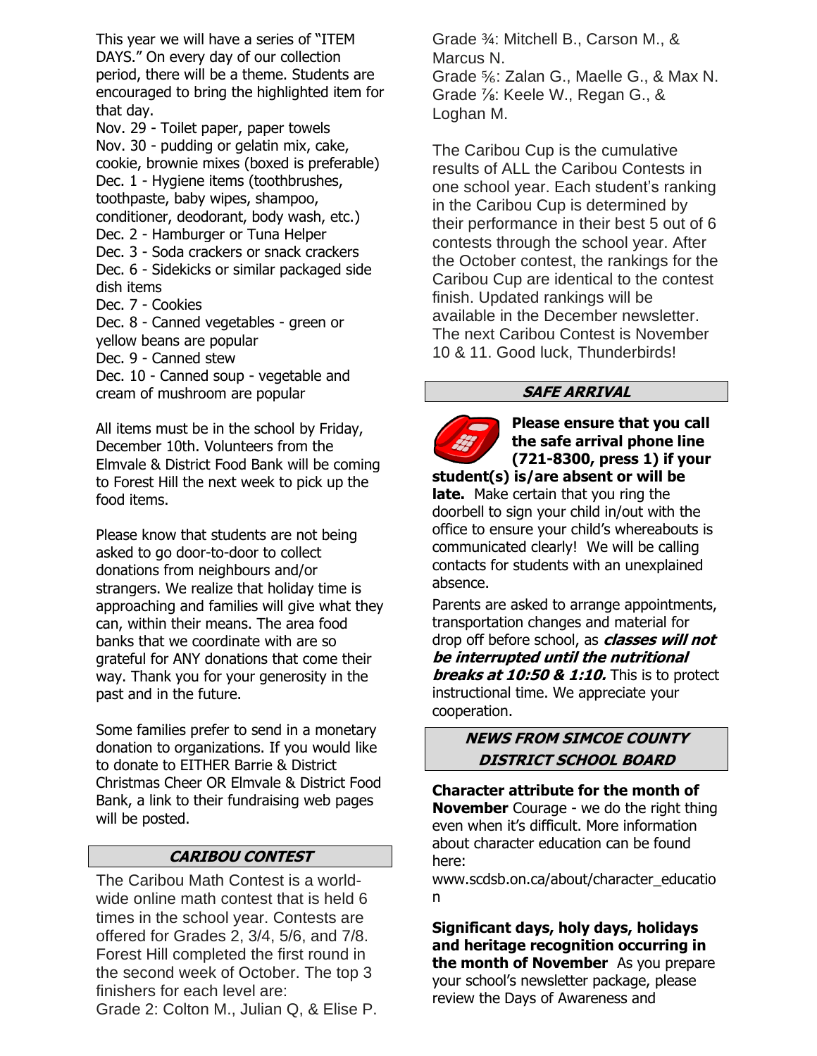This year we will have a series of "ITEM DAYS." On every day of our collection period, there will be a theme. Students are encouraged to bring the highlighted item for that day.

Nov. 29 - Toilet paper, paper towels
Nov. 30 - pudding or gelatin mix, cake, cookie, brownie mixes (boxed is preferable)
Dec. 1 - Hygiene items (toothbrushes, toothpaste, baby wipes, shampoo, conditioner, deodorant, body wash, etc.)
Dec. 2 - Hamburger or Tuna Helper
Dec. 3 - Soda crackers or snack crackers
Dec. 6 - Sidekicks or similar packaged side dish items
Dec. 7 - Cookies
Dec. 8 - Canned vegetables - green or yellow beans are popular
Dec. 9 - Canned stew
Dec. 10 - Canned soup - vegetable and cream of mushroom are popular

All items must be in the school by Friday, December 10th. Volunteers from the Elmvale & District Food Bank will be coming to Forest Hill the next week to pick up the food items.

Please know that students are not being asked to go door-to-door to collect donations from neighbours and/or strangers. We realize that holiday time is approaching and families will give what they can, within their means. The area food banks that we coordinate with are so grateful for ANY donations that come their way. Thank you for your generosity in the past and in the future.

Some families prefer to send in a monetary donation to organizations. If you would like to donate to EITHER Barrie & District Christmas Cheer OR Elmvale & District Food Bank, a link to their fundraising web pages will be posted.

## CARIBOU CONTEST

The Caribou Math Contest is a world-wide online math contest that is held 6 times in the school year. Contests are offered for Grades 2, 3/4, 5/6, and 7/8. Forest Hill completed the first round in the second week of October. The top 3 finishers for each level are:

Grade 2: Colton M., Julian Q, & Elise P.
Grade ¾: Mitchell B., Carson M., & Marcus N.
Grade ⅚: Zalan G., Maelle G., & Max N.
Grade ⅞: Keele W., Regan G., & Loghan M.

The Caribou Cup is the cumulative results of ALL the Caribou Contests in one school year. Each student's ranking in the Caribou Cup is determined by their performance in their best 5 out of 6 contests through the school year. After the October contest, the rankings for the Caribou Cup are identical to the contest finish. Updated rankings will be available in the December newsletter. The next Caribou Contest is November 10 & 11. Good luck, Thunderbirds!

## SAFE ARRIVAL

**Please ensure that you call the safe arrival phone line (721-8300, press 1) if your student(s) is/are absent or will be late.** Make certain that you ring the doorbell to sign your child in/out with the office to ensure your child's whereabouts is communicated clearly! We will be calling contacts for students with an unexplained absence.

Parents are asked to arrange appointments, transportation changes and material for drop off before school, as ***classes will not be interrupted until the nutritional breaks at 10:50 & 1:10.*** This is to protect instructional time. We appreciate your cooperation.

## NEWS FROM SIMCOE COUNTY DISTRICT SCHOOL BOARD

**Character attribute for the month of November** Courage - we do the right thing even when it's difficult. More information about character education can be found here:
www.scdsb.on.ca/about/character_education

**Significant days, holy days, holidays and heritage recognition occurring in the month of November** As you prepare your school's newsletter package, please review the Days of Awareness and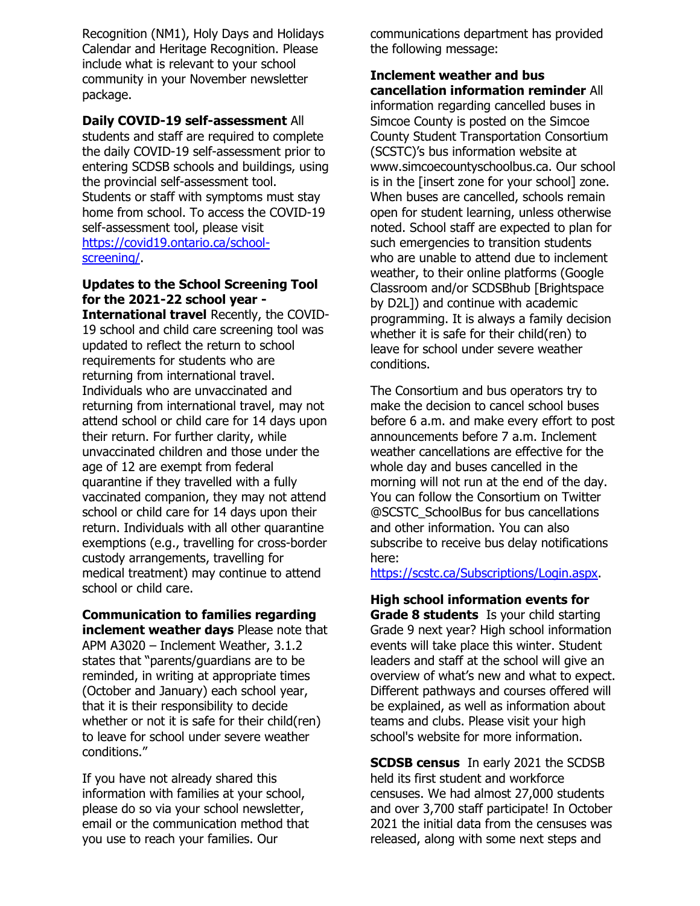Recognition (NM1), Holy Days and Holidays Calendar and Heritage Recognition. Please include what is relevant to your school community in your November newsletter package.

**Daily COVID-19 self-assessment** All students and staff are required to complete the daily COVID-19 self-assessment prior to entering SCDSB schools and buildings, using the provincial self-assessment tool. Students or staff with symptoms must stay home from school. To access the COVID-19 self-assessment tool, please visit [https://covid19.ontario.ca/school-screening/](https://covid19.ontario.ca/school-screening/).

**Updates to the School Screening Tool for the 2021-22 school year - International travel** Recently, the COVID-19 school and child care screening tool was updated to reflect the return to school requirements for students who are returning from international travel. Individuals who are unvaccinated and returning from international travel, may not attend school or child care for 14 days upon their return. For further clarity, while unvaccinated children and those under the age of 12 are exempt from federal quarantine if they travelled with a fully vaccinated companion, they may not attend school or child care for 14 days upon their return. Individuals with all other quarantine exemptions (e.g., travelling for cross-border custody arrangements, travelling for medical treatment) may continue to attend school or child care.

**Communication to families regarding inclement weather days** Please note that APM A3020 – Inclement Weather, 3.1.2 states that "parents/guardians are to be reminded, in writing at appropriate times (October and January) each school year, that it is their responsibility to decide whether or not it is safe for their child(ren) to leave for school under severe weather conditions."

If you have not already shared this information with families at your school, please do so via your school newsletter, email or the communication method that you use to reach your families. Our communications department has provided the following message:

**Inclement weather and bus cancellation information reminder** All information regarding cancelled buses in Simcoe County is posted on the Simcoe County Student Transportation Consortium (SCSTC)'s bus information website at www.simcoecountyschoolbus.ca. Our school is in the [insert zone for your school] zone. When buses are cancelled, schools remain open for student learning, unless otherwise noted. School staff are expected to plan for such emergencies to transition students who are unable to attend due to inclement weather, to their online platforms (Google Classroom and/or SCDSBhub [Brightspace by D2L]) and continue with academic programming. It is always a family decision whether it is safe for their child(ren) to leave for school under severe weather conditions.

The Consortium and bus operators try to make the decision to cancel school buses before 6 a.m. and make every effort to post announcements before 7 a.m. Inclement weather cancellations are effective for the whole day and buses cancelled in the morning will not run at the end of the day. You can follow the Consortium on Twitter @SCSTC_SchoolBus for bus cancellations and other information. You can also subscribe to receive bus delay notifications here: [https://scstc.ca/Subscriptions/Login.aspx](https://scstc.ca/Subscriptions/Login.aspx).

**High school information events for Grade 8 students** Is your child starting Grade 9 next year? High school information events will take place this winter. Student leaders and staff at the school will give an overview of what's new and what to expect. Different pathways and courses offered will be explained, as well as information about teams and clubs. Please visit your high school's website for more information.

**SCDSB census** In early 2021 the SCDSB held its first student and workforce censuses. We had almost 27,000 students and over 3,700 staff participate! In October 2021 the initial data from the censuses was released, along with some next steps and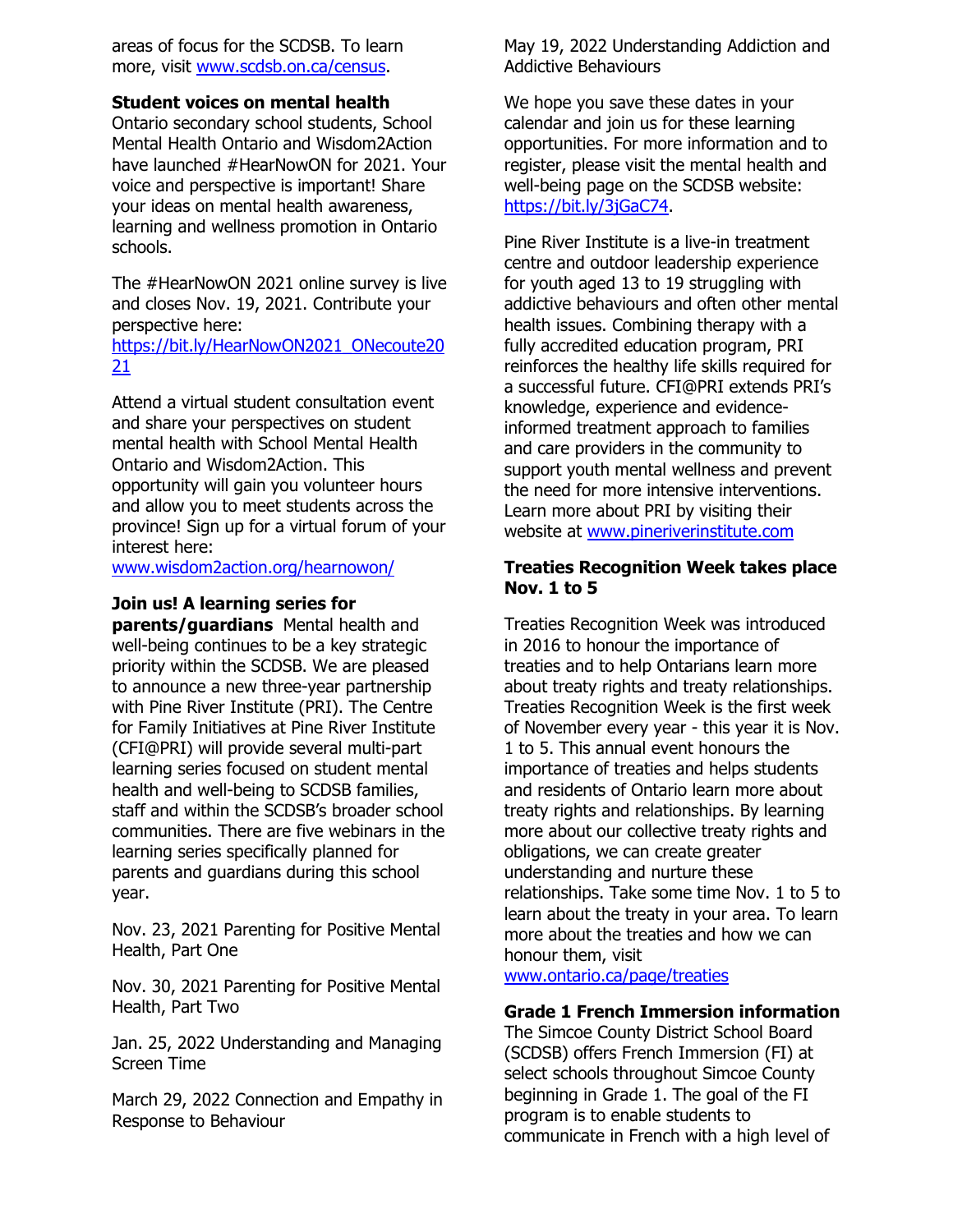areas of focus for the SCDSB. To learn more, visit www.scdsb.on.ca/census.

**Student voices on mental health**
Ontario secondary school students, School Mental Health Ontario and Wisdom2Action have launched #HearNowON for 2021. Your voice and perspective is important! Share your ideas on mental health awareness, learning and wellness promotion in Ontario schools.

The #HearNowON 2021 online survey is live and closes Nov. 19, 2021. Contribute your perspective here: https://bit.ly/HearNowON2021_ONecoute2021

Attend a virtual student consultation event and share your perspectives on student mental health with School Mental Health Ontario and Wisdom2Action. This opportunity will gain you volunteer hours and allow you to meet students across the province! Sign up for a virtual forum of your interest here: www.wisdom2action.org/hearnowon/

**Join us! A learning series for parents/guardians** Mental health and well-being continues to be a key strategic priority within the SCDSB. We are pleased to announce a new three-year partnership with Pine River Institute (PRI). The Centre for Family Initiatives at Pine River Institute (CFI@PRI) will provide several multi-part learning series focused on student mental health and well-being to SCDSB families, staff and within the SCDSB's broader school communities. There are five webinars in the learning series specifically planned for parents and guardians during this school year.

Nov. 23, 2021 Parenting for Positive Mental Health, Part One

Nov. 30, 2021 Parenting for Positive Mental Health, Part Two

Jan. 25, 2022 Understanding and Managing Screen Time

March 29, 2022 Connection and Empathy in Response to Behaviour

May 19, 2022 Understanding Addiction and Addictive Behaviours

We hope you save these dates in your calendar and join us for these learning opportunities. For more information and to register, please visit the mental health and well-being page on the SCDSB website: https://bit.ly/3jGaC74.

Pine River Institute is a live-in treatment centre and outdoor leadership experience for youth aged 13 to 19 struggling with addictive behaviours and often other mental health issues. Combining therapy with a fully accredited education program, PRI reinforces the healthy life skills required for a successful future. CFI@PRI extends PRI's knowledge, experience and evidence-informed treatment approach to families and care providers in the community to support youth mental wellness and prevent the need for more intensive interventions. Learn more about PRI by visiting their website at www.pineriverinstitute.com

**Treaties Recognition Week takes place Nov. 1 to 5**

Treaties Recognition Week was introduced in 2016 to honour the importance of treaties and to help Ontarians learn more about treaty rights and treaty relationships. Treaties Recognition Week is the first week of November every year - this year it is Nov. 1 to 5. This annual event honours the importance of treaties and helps students and residents of Ontario learn more about treaty rights and relationships. By learning more about our collective treaty rights and obligations, we can create greater understanding and nurture these relationships. Take some time Nov. 1 to 5 to learn about the treaty in your area. To learn more about the treaties and how we can honour them, visit www.ontario.ca/page/treaties

**Grade 1 French Immersion information**
The Simcoe County District School Board (SCDSB) offers French Immersion (FI) at select schools throughout Simcoe County beginning in Grade 1. The goal of the FI program is to enable students to communicate in French with a high level of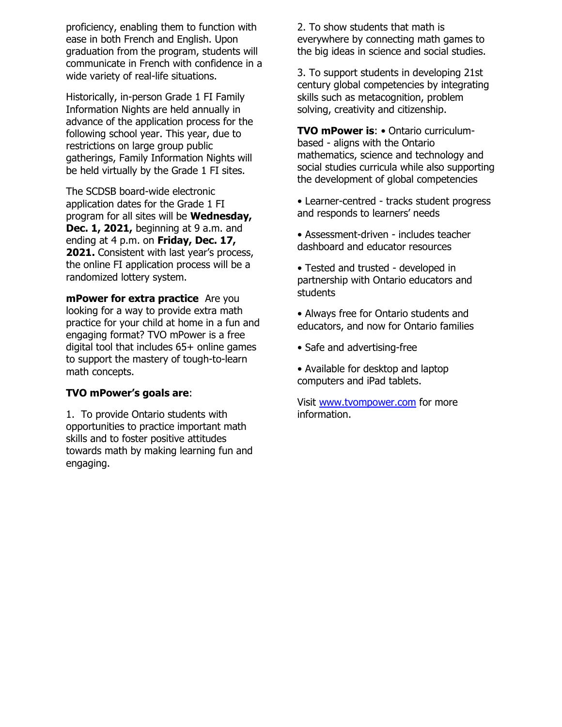proficiency, enabling them to function with ease in both French and English. Upon graduation from the program, students will communicate in French with confidence in a wide variety of real-life situations.

Historically, in-person Grade 1 FI Family Information Nights are held annually in advance of the application process for the following school year. This year, due to restrictions on large group public gatherings, Family Information Nights will be held virtually by the Grade 1 FI sites.

The SCDSB board-wide electronic application dates for the Grade 1 FI program for all sites will be **Wednesday, Dec. 1, 2021,** beginning at 9 a.m. and ending at 4 p.m. on **Friday, Dec. 17, 2021.** Consistent with last year's process, the online FI application process will be a randomized lottery system.

**mPower for extra practice** Are you looking for a way to provide extra math practice for your child at home in a fun and engaging format? TVO mPower is a free digital tool that includes 65+ online games to support the mastery of tough-to-learn math concepts.

**TVO mPower's goals are**:

1. To provide Ontario students with opportunities to practice important math skills and to foster positive attitudes towards math by making learning fun and engaging.
2. To show students that math is everywhere by connecting math games to the big ideas in science and social studies.
3. To support students in developing 21st century global competencies by integrating skills such as metacognition, problem solving, creativity and citizenship.

**TVO mPower is**:

- Ontario curriculum-based - aligns with the Ontario mathematics, science and technology and social studies curricula while also supporting the development of global competencies
- Learner-centred - tracks student progress and responds to learners' needs
- Assessment-driven - includes teacher dashboard and educator resources
- Tested and trusted - developed in partnership with Ontario educators and students
- Always free for Ontario students and educators, and now for Ontario families
- Safe and advertising-free
- Available for desktop and laptop computers and iPad tablets.

Visit www.tvompower.com for more information.